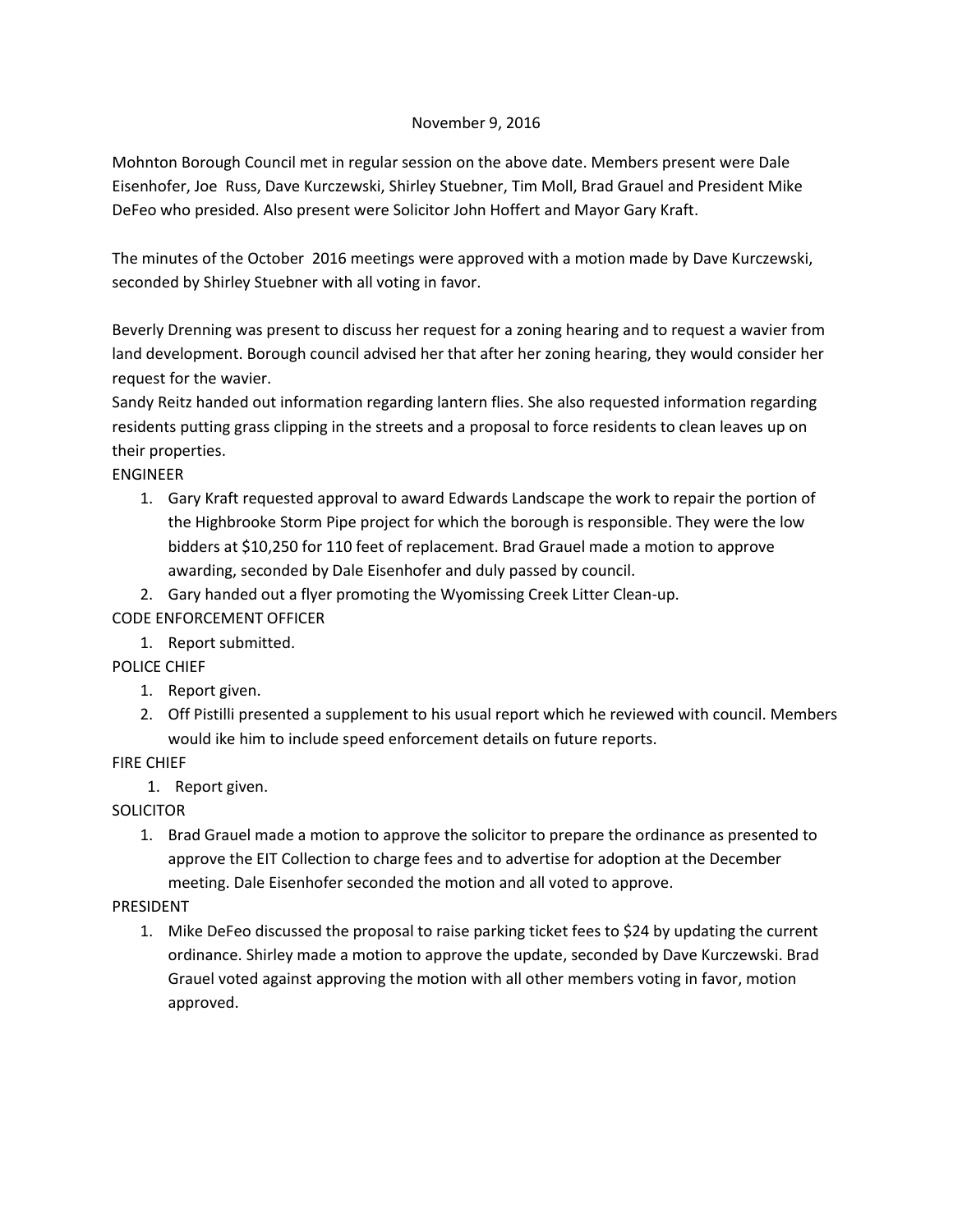November 9, 2016

Mohnton Borough Council met in regular session on the above date. Members present were Dale Eisenhofer, Joe Russ, Dave Kurczewski, Shirley Stuebner, Tim Moll, Brad Grauel and President Mike DeFeo who presided. Also present were Solicitor John Hoffert and Mayor Gary Kraft.

The minutes of the October 2016 meetings were approved with a motion made by Dave Kurczewski, seconded by Shirley Stuebner with all voting in favor.

Beverly Drenning was present to discuss her request for a zoning hearing and to request a wavier from land development. Borough council advised her that after her zoning hearing, they would consider her request for the wavier.

Sandy Reitz handed out information regarding lantern flies. She also requested information regarding residents putting grass clipping in the streets and a proposal to force residents to clean leaves up on their properties.

ENGINEER

1. Gary Kraft requested approval to award Edwards Landscape the work to repair the portion of the Highbrooke Storm Pipe project for which the borough is responsible. They were the low bidders at $10,250 for 110 feet of replacement. Brad Grauel made a motion to approve awarding, seconded by Dale Eisenhofer and duly passed by council.
2. Gary handed out a flyer promoting the Wyomissing Creek Litter Clean-up.

CODE ENFORCEMENT OFFICER

1. Report submitted.

POLICE CHIEF

1. Report given.
2. Off Pistilli presented a supplement to his usual report which he reviewed with council. Members would ike him to include speed enforcement details on future reports.

FIRE CHIEF

1. Report given.

SOLICITOR

1. Brad Grauel made a motion to approve the solicitor to prepare the ordinance as presented to approve the EIT Collection to charge fees and to advertise for adoption at the December meeting. Dale Eisenhofer seconded the motion and all voted to approve.

PRESIDENT

1. Mike DeFeo discussed the proposal to raise parking ticket fees to $24 by updating the current ordinance. Shirley made a motion to approve the update, seconded by Dave Kurczewski. Brad Grauel voted against approving the motion with all other members voting in favor, motion approved.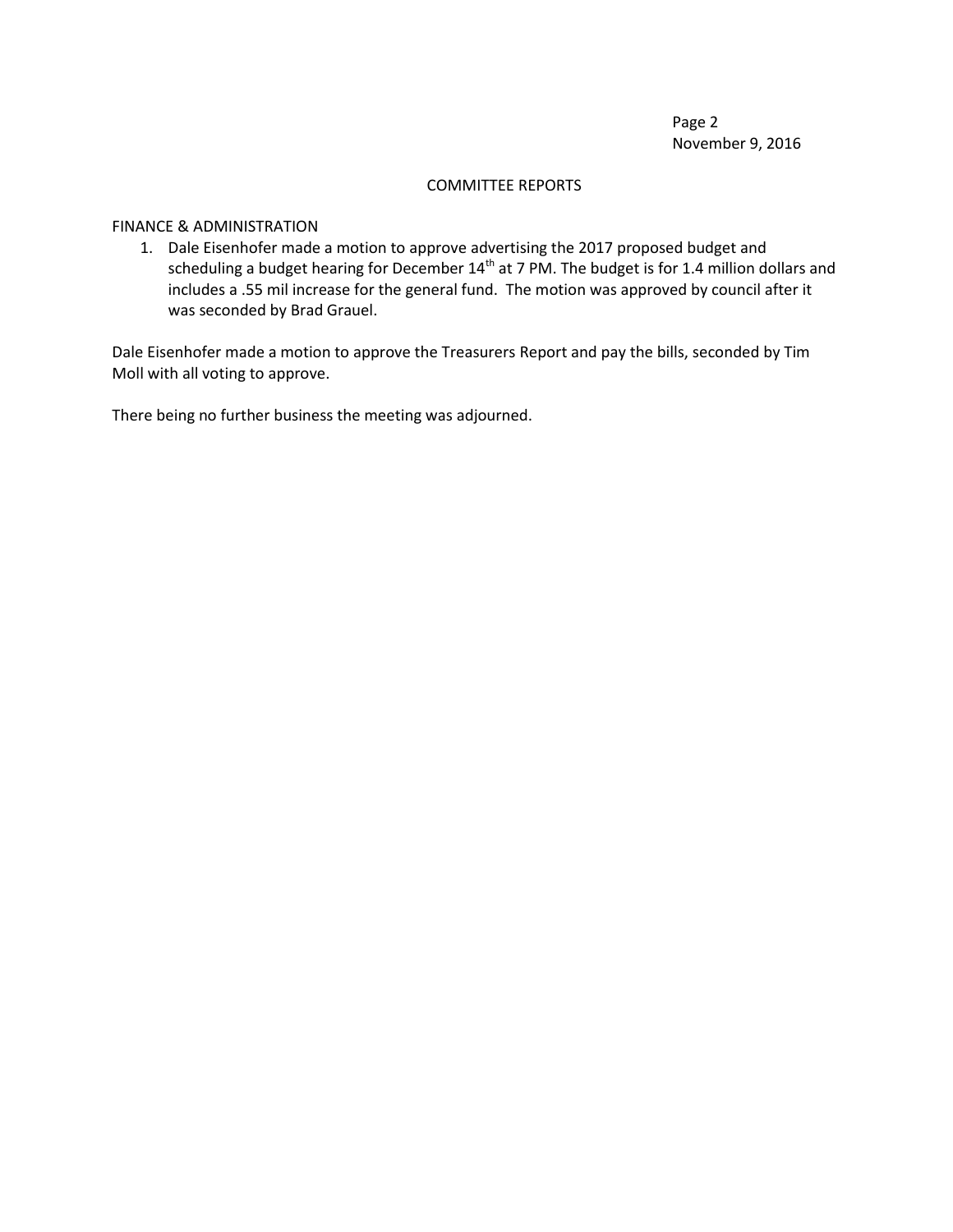## COMMITTEE REPORTS

FINANCE & ADMINISTRATION

1. Dale Eisenhofer made a motion to approve advertising the 2017 proposed budget and scheduling a budget hearing for December 14th at 7 PM. The budget is for 1.4 million dollars and includes a .55 mil increase for the general fund. The motion was approved by council after it was seconded by Brad Grauel.

Dale Eisenhofer made a motion to approve the Treasurers Report and pay the bills, seconded by Tim Moll with all voting to approve.

There being no further business the meeting was adjourned.